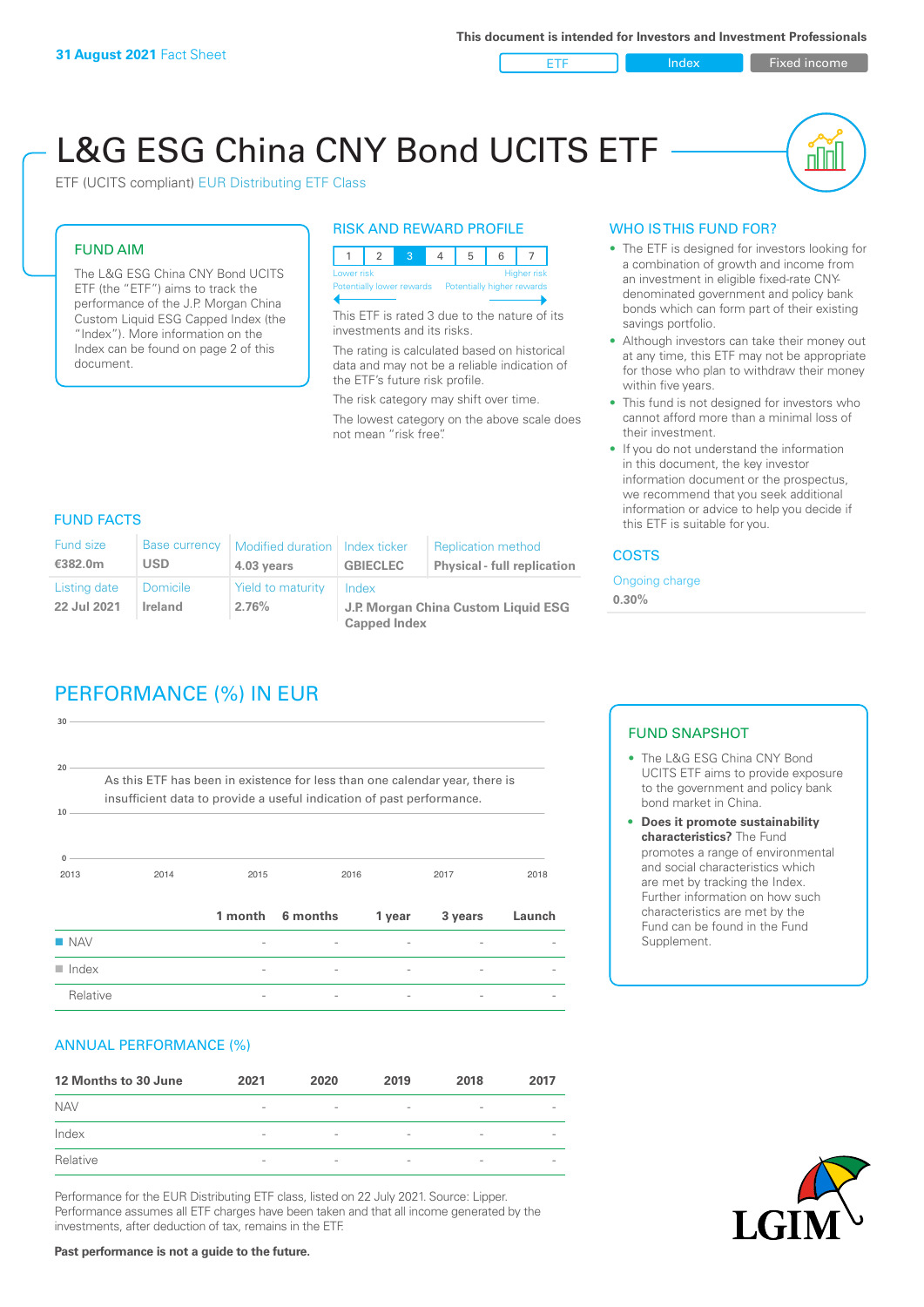**31 August 2021** Fact Sheet

This document is intended for Investors and Investment Professionals

ETF | Index | Fixed income

# L&G ESG China CNY Bond UCITS ETF

ETF (UCITS compliant) EUR Distributing ETF Class

## FUND AIM

The L&G ESG China CNY Bond UCITS ETF (the "ETF") aims to track the performance of the J.P. Morgan China Custom Liquid ESG Capped Index (the "Index"). More information on the Index can be found on page 2 of this document.

## RISK AND REWARD PROFILE

| 1 | 2 | **3** | 4 | 5 | 6 | 7 |
|---|---|---|---|---|---|---|

Lower risk — Potentially lower rewards | Higher risk — Potentially higher rewards

This ETF is rated 3 due to the nature of its investments and its risks.

The rating is calculated based on historical data and may not be a reliable indication of the ETF's future risk profile.

The risk category may shift over time.

The lowest category on the above scale does not mean "risk free".

## WHO IS THIS FUND FOR?

- The ETF is designed for investors looking for a combination of growth and income from an investment in eligible fixed-rate CNY-denominated government and policy bank bonds which can form part of their existing savings portfolio.
- Although investors can take their money out at any time, this ETF may not be appropriate for those who plan to withdraw their money within five years.
- This fund is not designed for investors who cannot afford more than a minimal loss of their investment.
- If you do not understand the information in this document, the key investor information document or the prospectus, we recommend that you seek additional information or advice to help you decide if this ETF is suitable for you.

## FUND FACTS

| Fund size | Base currency | Modified duration | Index ticker | Replication method |
|---|---|---|---|---|
| **€382.0m** | **USD** | **4.03 years** | **GBIECLEC** | **Physical - full replication** |
| **Listing date** | **Domicile** | **Yield to maturity** | **Index** | |
| **22 Jul 2021** | **Ireland** | **2.76%** | **J.P. Morgan China Custom Liquid ESG Capped Index** | |

## COSTS

Ongoing charge

**0.30%**

## PERFORMANCE (%) IN EUR

As this ETF has been in existence for less than one calendar year, there is insufficient data to provide a useful indication of past performance.

| | 1 month | 6 months | 1 year | 3 years | Launch |
|---|---|---|---|---|---|
| NAV | - | - | - | - | - |
| Index | - | - | - | - | - |
| Relative | - | - | - | - | - |

## FUND SNAPSHOT

- The L&G ESG China CNY Bond UCITS ETF aims to provide exposure to the government and policy bank bond market in China.
- **Does it promote sustainability characteristics?** The Fund promotes a range of environmental and social characteristics which are met by tracking the Index. Further information on how such characteristics are met by the Fund can be found in the Fund Supplement.

## ANNUAL PERFORMANCE (%)

| 12 Months to 30 June | 2021 | 2020 | 2019 | 2018 | 2017 |
|---|---|---|---|---|---|
| NAV | - | - | - | - | - |
| Index | - | - | - | - | - |
| Relative | - | - | - | - | - |

Performance for the EUR Distributing ETF class, listed on 22 July 2021. Source: Lipper. Performance assumes all ETF charges have been taken and that all income generated by the investments, after deduction of tax, remains in the ETF.

**Past performance is not a guide to the future.**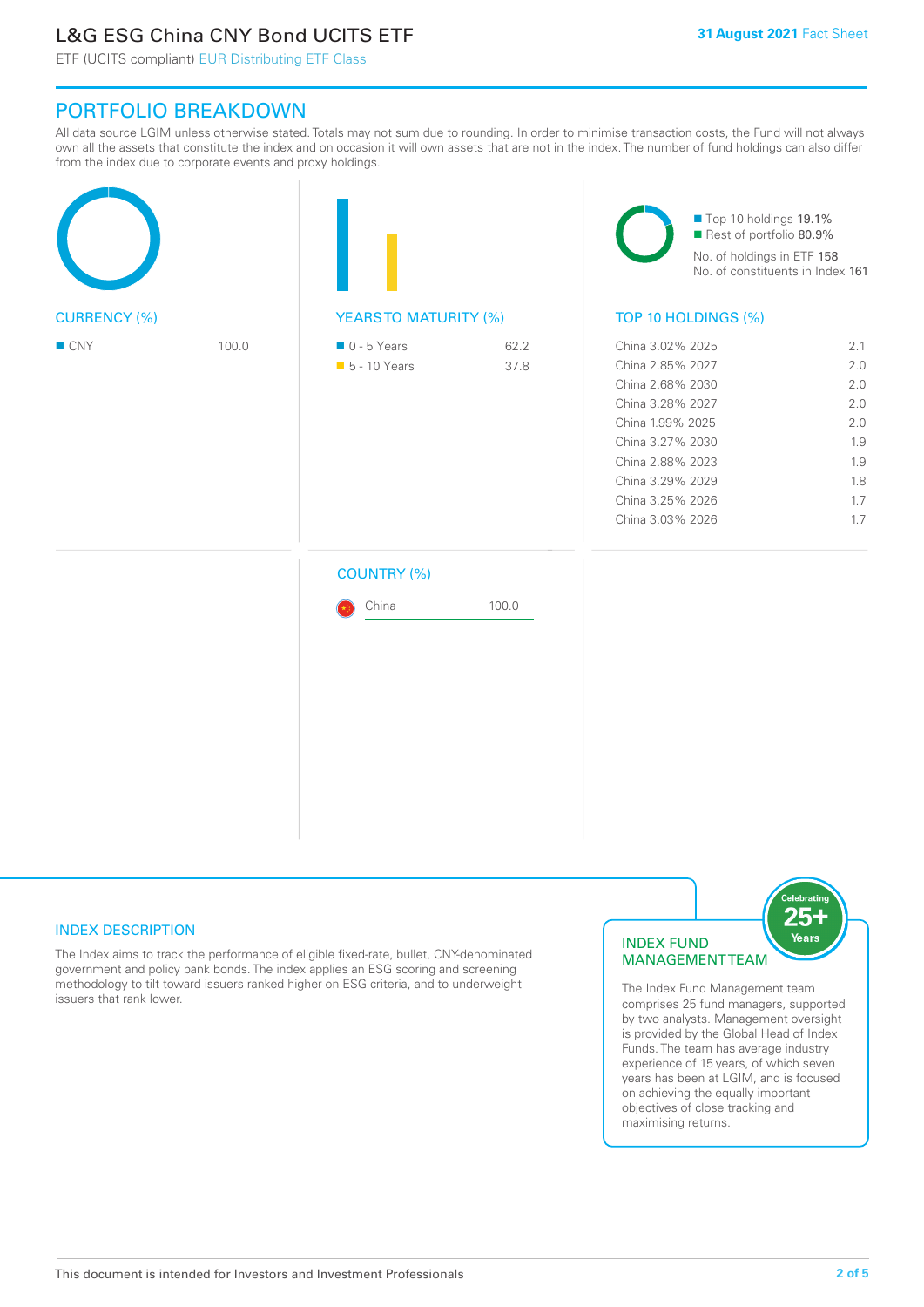# L&G ESG China CNY Bond UCITS ETF

ETF (UCITS compliant) EUR Distributing ETF Class

**31 August 2021** Fact Sheet

## PORTFOLIO BREAKDOWN

All data source LGIM unless otherwise stated. Totals may not sum due to rounding. In order to minimise transaction costs, the Fund will not always own all the assets that constitute the index and on occasion it will own assets that are not in the index. The number of fund holdings can also differ from the index due to corporate events and proxy holdings.

### CURRENCY (%)

| Currency | % |
|---|---|
| CNY | 100.0 |

### YEARS TO MATURITY (%)

| Maturity | % |
|---|---|
| 0 - 5 Years | 62.2 |
| 5 - 10 Years | 37.8 |

Top 10 holdings 19.1%
Rest of portfolio 80.9%
No. of holdings in ETF 158
No. of constituents in Index 161

### TOP 10 HOLDINGS (%)

| Holding | % |
|---|---|
| China 3.02% 2025 | 2.1 |
| China 2.85% 2027 | 2.0 |
| China 2.68% 2030 | 2.0 |
| China 3.28% 2027 | 2.0 |
| China 1.99% 2025 | 2.0 |
| China 3.27% 2030 | 1.9 |
| China 2.88% 2023 | 1.9 |
| China 3.29% 2029 | 1.8 |
| China 3.25% 2026 | 1.7 |
| China 3.03% 2026 | 1.7 |

### COUNTRY (%)

| Country | % |
|---|---|
| China | 100.0 |

### INDEX DESCRIPTION

The Index aims to track the performance of eligible fixed-rate, bullet, CNY-denominated government and policy bank bonds. The index applies an ESG scoring and screening methodology to tilt toward issuers ranked higher on ESG criteria, and to underweight issuers that rank lower.

### INDEX FUND MANAGEMENT TEAM

Celebrating 25+ Years

The Index Fund Management team comprises 25 fund managers, supported by two analysts. Management oversight is provided by the Global Head of Index Funds. The team has average industry experience of 15 years, of which seven years has been at LGIM, and is focused on achieving the equally important objectives of close tracking and maximising returns.

This document is intended for Investors and Investment Professionals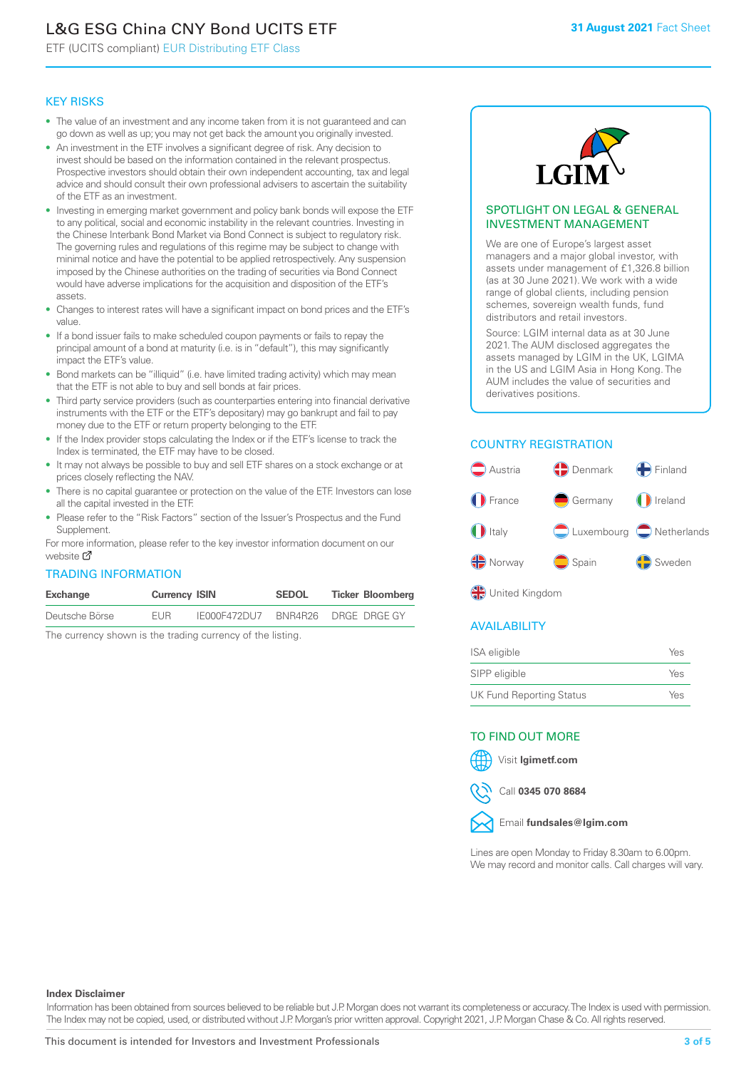# L&G ESG China CNY Bond UCITS ETF

ETF (UCITS compliant) EUR Distributing ETF Class

**31 August 2021** Fact Sheet

## KEY RISKS

- The value of an investment and any income taken from it is not guaranteed and can go down as well as up; you may not get back the amount you originally invested.
- An investment in the ETF involves a significant degree of risk. Any decision to invest should be based on the information contained in the relevant prospectus. Prospective investors should obtain their own independent accounting, tax and legal advice and should consult their own professional advisers to ascertain the suitability of the ETF as an investment.
- Investing in emerging market government and policy bank bonds will expose the ETF to any political, social and economic instability in the relevant countries. Investing in the Chinese Interbank Bond Market via Bond Connect is subject to regulatory risk. The governing rules and regulations of this regime may be subject to change with minimal notice and have the potential to be applied retrospectively. Any suspension imposed by the Chinese authorities on the trading of securities via Bond Connect would have adverse implications for the acquisition and disposition of the ETF's assets.
- Changes to interest rates will have a significant impact on bond prices and the ETF's value.
- If a bond issuer fails to make scheduled coupon payments or fails to repay the principal amount of a bond at maturity (i.e. is in "default"), this may significantly impact the ETF's value.
- Bond markets can be "illiquid" (i.e. have limited trading activity) which may mean that the ETF is not able to buy and sell bonds at fair prices.
- Third party service providers (such as counterparties entering into financial derivative instruments with the ETF or the ETF's depositary) may go bankrupt and fail to pay money due to the ETF or return property belonging to the ETF.
- If the Index provider stops calculating the Index or if the ETF's license to track the Index is terminated, the ETF may have to be closed.
- It may not always be possible to buy and sell ETF shares on a stock exchange or at prices closely reflecting the NAV.
- There is no capital guarantee or protection on the value of the ETF. Investors can lose all the capital invested in the ETF.
- Please refer to the "Risk Factors" section of the Issuer's Prospectus and the Fund Supplement.

For more information, please refer to the key investor information document on our website

## TRADING INFORMATION

| Exchange | Currency | ISIN | SEDOL | Ticker | Bloomberg |
|---|---|---|---|---|---|
| Deutsche Börse | EUR | IE000F472DU7 | BNR4R26 | DRGE | DRGE GY |

The currency shown is the trading currency of the listing.

## SPOTLIGHT ON LEGAL & GENERAL INVESTMENT MANAGEMENT

We are one of Europe's largest asset managers and a major global investor, with assets under management of £1,326.8 billion (as at 30 June 2021). We work with a wide range of global clients, including pension schemes, sovereign wealth funds, fund distributors and retail investors.

Source: LGIM internal data as at 30 June 2021. The AUM disclosed aggregates the assets managed by LGIM in the UK, LGIMA in the US and LGIM Asia in Hong Kong. The AUM includes the value of securities and derivatives positions.

## COUNTRY REGISTRATION

- Austria
- Denmark
- Finland
- France
- Germany
- Ireland
- Italy
- Luxembourg
- Netherlands
- Norway
- Spain
- Sweden
- United Kingdom

## AVAILABILITY

| | |
|---|---|
| ISA eligible | Yes |
| SIPP eligible | Yes |
| UK Fund Reporting Status | Yes |

## TO FIND OUT MORE

Visit **lgimetf.com**

Call **0345 070 8684**

Email **fundsales@lgim.com**

Lines are open Monday to Friday 8.30am to 6.00pm. We may record and monitor calls. Call charges will vary.

**Index Disclaimer**

Information has been obtained from sources believed to be reliable but J.P. Morgan does not warrant its completeness or accuracy. The Index is used with permission. The Index may not be copied, used, or distributed without J.P. Morgan's prior written approval. Copyright 2021, J.P. Morgan Chase & Co. All rights reserved.

This document is intended for Investors and Investment Professionals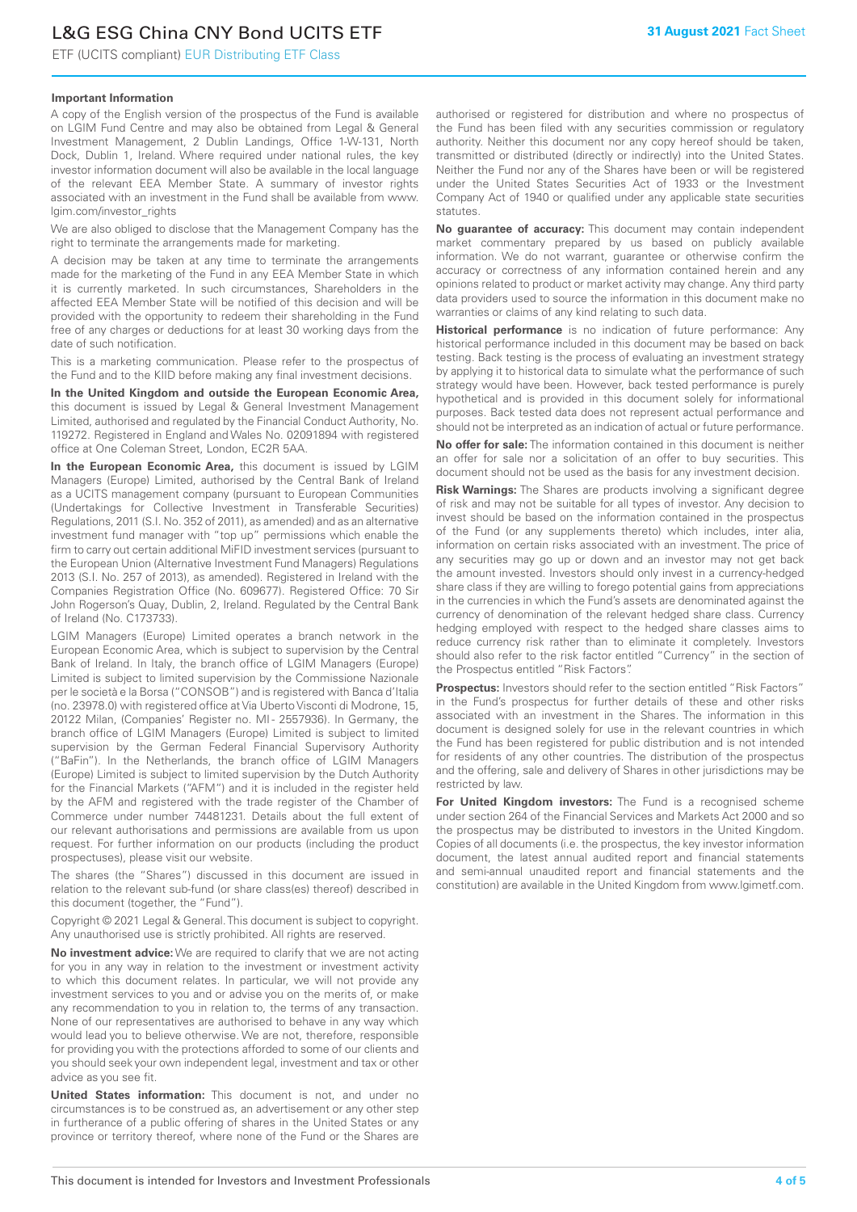### Important Information

A copy of the English version of the prospectus of the Fund is available on LGIM Fund Centre and may also be obtained from Legal & General Investment Management, 2 Dublin Landings, Office 1-W-131, North Dock, Dublin 1, Ireland. Where required under national rules, the key investor information document will also be available in the local language of the relevant EEA Member State. A summary of investor rights associated with an investment in the Fund shall be available from www.lgim.com/investor_rights

We are also obliged to disclose that the Management Company has the right to terminate the arrangements made for marketing.

A decision may be taken at any time to terminate the arrangements made for the marketing of the Fund in any EEA Member State in which it is currently marketed. In such circumstances, Shareholders in the affected EEA Member State will be notified of this decision and will be provided with the opportunity to redeem their shareholding in the Fund free of any charges or deductions for at least 30 working days from the date of such notification.

This is a marketing communication. Please refer to the prospectus of the Fund and to the KIID before making any final investment decisions.

**In the United Kingdom and outside the European Economic Area,** this document is issued by Legal & General Investment Management Limited, authorised and regulated by the Financial Conduct Authority, No. 119272. Registered in England and Wales No. 02091894 with registered office at One Coleman Street, London, EC2R 5AA.

**In the European Economic Area,** this document is issued by LGIM Managers (Europe) Limited, authorised by the Central Bank of Ireland as a UCITS management company (pursuant to European Communities (Undertakings for Collective Investment in Transferable Securities) Regulations, 2011 (S.I. No. 352 of 2011), as amended) and as an alternative investment fund manager with "top up" permissions which enable the firm to carry out certain additional MiFID investment services (pursuant to the European Union (Alternative Investment Fund Managers) Regulations 2013 (S.I. No. 257 of 2013), as amended). Registered in Ireland with the Companies Registration Office (No. 609677). Registered Office: 70 Sir John Rogerson's Quay, Dublin, 2, Ireland. Regulated by the Central Bank of Ireland (No. C173733).

LGIM Managers (Europe) Limited operates a branch network in the European Economic Area, which is subject to supervision by the Central Bank of Ireland. In Italy, the branch office of LGIM Managers (Europe) Limited is subject to limited supervision by the Commissione Nazionale per le società e la Borsa ("CONSOB") and is registered with Banca d'Italia (no. 23978.0) with registered office at Via Uberto Visconti di Modrone, 15, 20122 Milan, (Companies' Register no. MI - 2557936). In Germany, the branch office of LGIM Managers (Europe) Limited is subject to limited supervision by the German Federal Financial Supervisory Authority ("BaFin"). In the Netherlands, the branch office of LGIM Managers (Europe) Limited is subject to limited supervision by the Dutch Authority for the Financial Markets ("AFM") and it is included in the register held by the AFM and registered with the trade register of the Chamber of Commerce under number 74481231. Details about the full extent of our relevant authorisations and permissions are available from us upon request. For further information on our products (including the product prospectuses), please visit our website.

The shares (the "Shares") discussed in this document are issued in relation to the relevant sub-fund (or share class(es) thereof) described in this document (together, the "Fund").

Copyright © 2021 Legal & General. This document is subject to copyright. Any unauthorised use is strictly prohibited. All rights are reserved.

**No investment advice:** We are required to clarify that we are not acting for you in any way in relation to the investment or investment activity to which this document relates. In particular, we will not provide any investment services to you and or advise you on the merits of, or make any recommendation to you in relation to, the terms of any transaction. None of our representatives are authorised to behave in any way which would lead you to believe otherwise. We are not, therefore, responsible for providing you with the protections afforded to some of our clients and you should seek your own independent legal, investment and tax or other advice as you see fit.

**United States information:** This document is not, and under no circumstances is to be construed as, an advertisement or any other step in furtherance of a public offering of shares in the United States or any province or territory thereof, where none of the Fund or the Shares are authorised or registered for distribution and where no prospectus of the Fund has been filed with any securities commission or regulatory authority. Neither this document nor any copy hereof should be taken, transmitted or distributed (directly or indirectly) into the United States. Neither the Fund nor any of the Shares have been or will be registered under the United States Securities Act of 1933 or the Investment Company Act of 1940 or qualified under any applicable state securities statutes.

**No guarantee of accuracy:** This document may contain independent market commentary prepared by us based on publicly available information. We do not warrant, guarantee or otherwise confirm the accuracy or correctness of any information contained herein and any opinions related to product or market activity may change. Any third party data providers used to source the information in this document make no warranties or claims of any kind relating to such data.

**Historical performance** is no indication of future performance: Any historical performance included in this document may be based on back testing. Back testing is the process of evaluating an investment strategy by applying it to historical data to simulate what the performance of such strategy would have been. However, back tested performance is purely hypothetical and is provided in this document solely for informational purposes. Back tested data does not represent actual performance and should not be interpreted as an indication of actual or future performance.

**No offer for sale:** The information contained in this document is neither an offer for sale nor a solicitation of an offer to buy securities. This document should not be used as the basis for any investment decision.

**Risk Warnings:** The Shares are products involving a significant degree of risk and may not be suitable for all types of investor. Any decision to invest should be based on the information contained in the prospectus of the Fund (or any supplements thereto) which includes, inter alia, information on certain risks associated with an investment. The price of any securities may go up or down and an investor may not get back the amount invested. Investors should only invest in a currency-hedged share class if they are willing to forego potential gains from appreciations in the currencies in which the Fund's assets are denominated against the currency of denomination of the relevant hedged share class. Currency hedging employed with respect to the hedged share classes aims to reduce currency risk rather than to eliminate it completely. Investors should also refer to the risk factor entitled "Currency" in the section of the Prospectus entitled "Risk Factors".

**Prospectus:** Investors should refer to the section entitled "Risk Factors" in the Fund's prospectus for further details of these and other risks associated with an investment in the Shares. The information in this document is designed solely for use in the relevant countries in which the Fund has been registered for public distribution and is not intended for residents of any other countries. The distribution of the prospectus and the offering, sale and delivery of Shares in other jurisdictions may be restricted by law.

**For United Kingdom investors:** The Fund is a recognised scheme under section 264 of the Financial Services and Markets Act 2000 and so the prospectus may be distributed to investors in the United Kingdom. Copies of all documents (i.e. the prospectus, the key investor information document, the latest annual audited report and financial statements and semi-annual unaudited report and financial statements and the constitution) are available in the United Kingdom from www.lgimetf.com.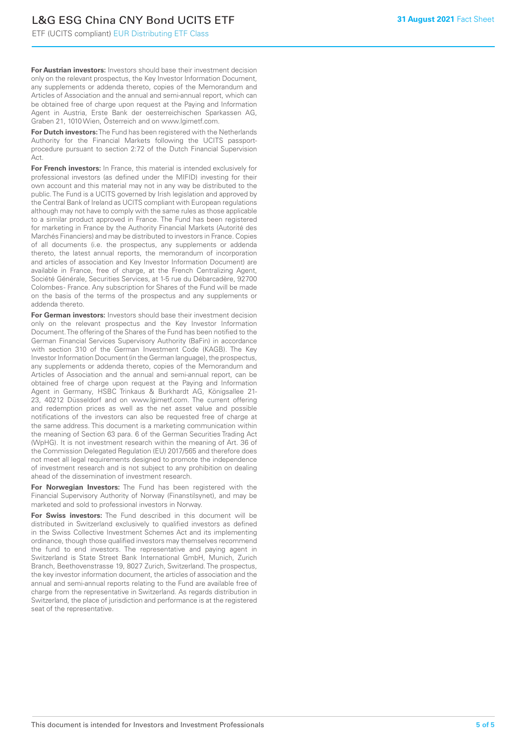**For Austrian investors:** Investors should base their investment decision only on the relevant prospectus, the Key Investor Information Document, any supplements or addenda thereto, copies of the Memorandum and Articles of Association and the annual and semi-annual report, which can be obtained free of charge upon request at the Paying and Information Agent in Austria, Erste Bank der oesterreichischen Sparkassen AG, Graben 21, 1010 Wien, Österreich and on www.lgimetf.com.

**For Dutch investors:** The Fund has been registered with the Netherlands Authority for the Financial Markets following the UCITS passport-procedure pursuant to section 2:72 of the Dutch Financial Supervision Act.

**For French investors:** In France, this material is intended exclusively for professional investors (as defined under the MIFID) investing for their own account and this material may not in any way be distributed to the public. The Fund is a UCITS governed by Irish legislation and approved by the Central Bank of Ireland as UCITS compliant with European regulations although may not have to comply with the same rules as those applicable to a similar product approved in France. The Fund has been registered for marketing in France by the Authority Financial Markets (Autorité des Marchés Financiers) and may be distributed to investors in France. Copies of all documents (i.e. the prospectus, any supplements or addenda thereto, the latest annual reports, the memorandum of incorporation and articles of association and Key Investor Information Document) are available in France, free of charge, at the French Centralizing Agent, Société Générale, Securities Services, at 1-5 rue du Débarcadère, 92700 Colombes- France. Any subscription for Shares of the Fund will be made on the basis of the terms of the prospectus and any supplements or addenda thereto.

**For German investors:** Investors should base their investment decision only on the relevant prospectus and the Key Investor Information Document. The offering of the Shares of the Fund has been notified to the German Financial Services Supervisory Authority (BaFin) in accordance with section 310 of the German Investment Code (KAGB). The Key Investor Information Document (in the German language), the prospectus, any supplements or addenda thereto, copies of the Memorandum and Articles of Association and the annual and semi-annual report, can be obtained free of charge upon request at the Paying and Information Agent in Germany, HSBC Trinkaus & Burkhardt AG, Königsallee 21-23, 40212 Düsseldorf and on www.lgimetf.com. The current offering and redemption prices as well as the net asset value and possible notifications of the investors can also be requested free of charge at the same address. This document is a marketing communication within the meaning of Section 63 para. 6 of the German Securities Trading Act (WpHG). It is not investment research within the meaning of Art. 36 of the Commission Delegated Regulation (EU) 2017/565 and therefore does not meet all legal requirements designed to promote the independence of investment research and is not subject to any prohibition on dealing ahead of the dissemination of investment research.

**For Norwegian Investors:** The Fund has been registered with the Financial Supervisory Authority of Norway (Finanstilsynet), and may be marketed and sold to professional investors in Norway.

**For Swiss investors:** The Fund described in this document will be distributed in Switzerland exclusively to qualified investors as defined in the Swiss Collective Investment Schemes Act and its implementing ordinance, though those qualified investors may themselves recommend the fund to end investors. The representative and paying agent in Switzerland is State Street Bank International GmbH, Munich, Zurich Branch, Beethovenstrasse 19, 8027 Zurich, Switzerland. The prospectus, the key investor information document, the articles of association and the annual and semi-annual reports relating to the Fund are available free of charge from the representative in Switzerland. As regards distribution in Switzerland, the place of jurisdiction and performance is at the registered seat of the representative.